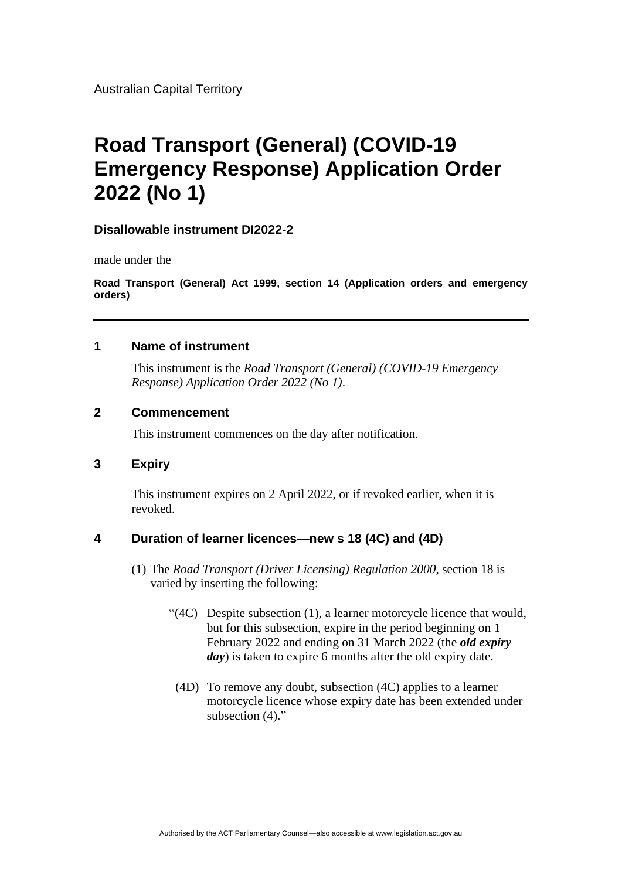Australian Capital Territory

# Road Transport (General) (COVID-19 Emergency Response) Application Order 2022 (No 1)

**Disallowable instrument DI2022-2**

made under the

**Road Transport (General) Act 1999, section 14 (Application orders and emergency orders)**

---

## 1 Name of instrument

This instrument is the *Road Transport (General) (COVID-19 Emergency Response) Application Order 2022 (No 1)*.

## 2 Commencement

This instrument commences on the day after notification.

## 3 Expiry

This instrument expires on 2 April 2022, or if revoked earlier, when it is revoked.

## 4 Duration of learner licences—new s 18 (4C) and (4D)

(1) The *Road Transport (Driver Licensing) Regulation 2000*, section 18 is varied by inserting the following:

> "(4C) Despite subsection (1), a learner motorcycle licence that would, but for this subsection, expire in the period beginning on 1 February 2022 and ending on 31 March 2022 (the ***old expiry day***) is taken to expire 6 months after the old expiry date.
>
> (4D) To remove any doubt, subsection (4C) applies to a learner motorcycle licence whose expiry date has been extended under subsection (4)."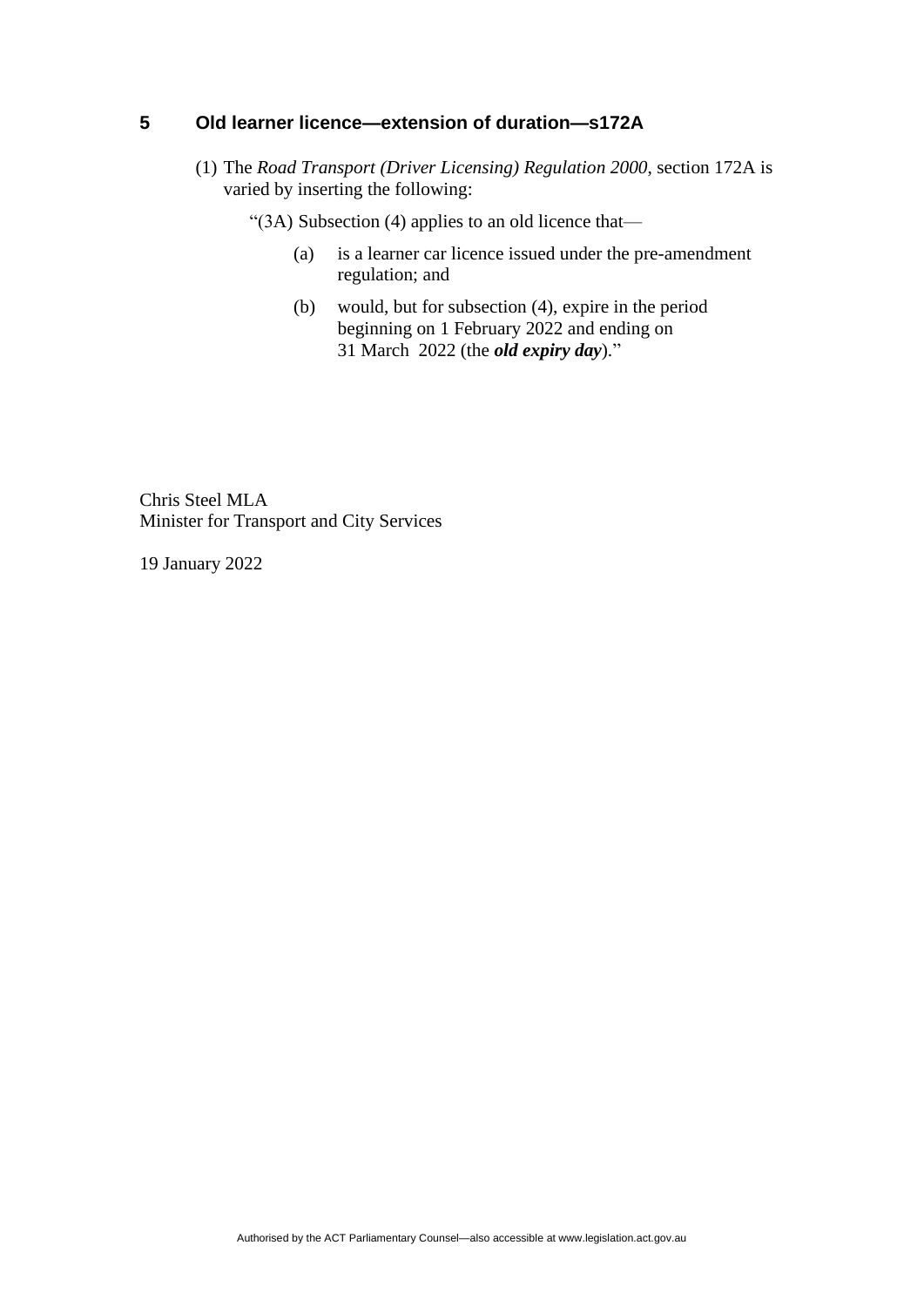## 5 Old learner licence—extension of duration—s172A

(1) The *Road Transport (Driver Licensing) Regulation 2000*, section 172A is varied by inserting the following:

"(3A) Subsection (4) applies to an old licence that—

(a) is a learner car licence issued under the pre-amendment regulation; and

(b) would, but for subsection (4), expire in the period beginning on 1 February 2022 and ending on 31 March 2022 (the ***old expiry day***)."

Chris Steel MLA
Minister for Transport and City Services

19 January 2022